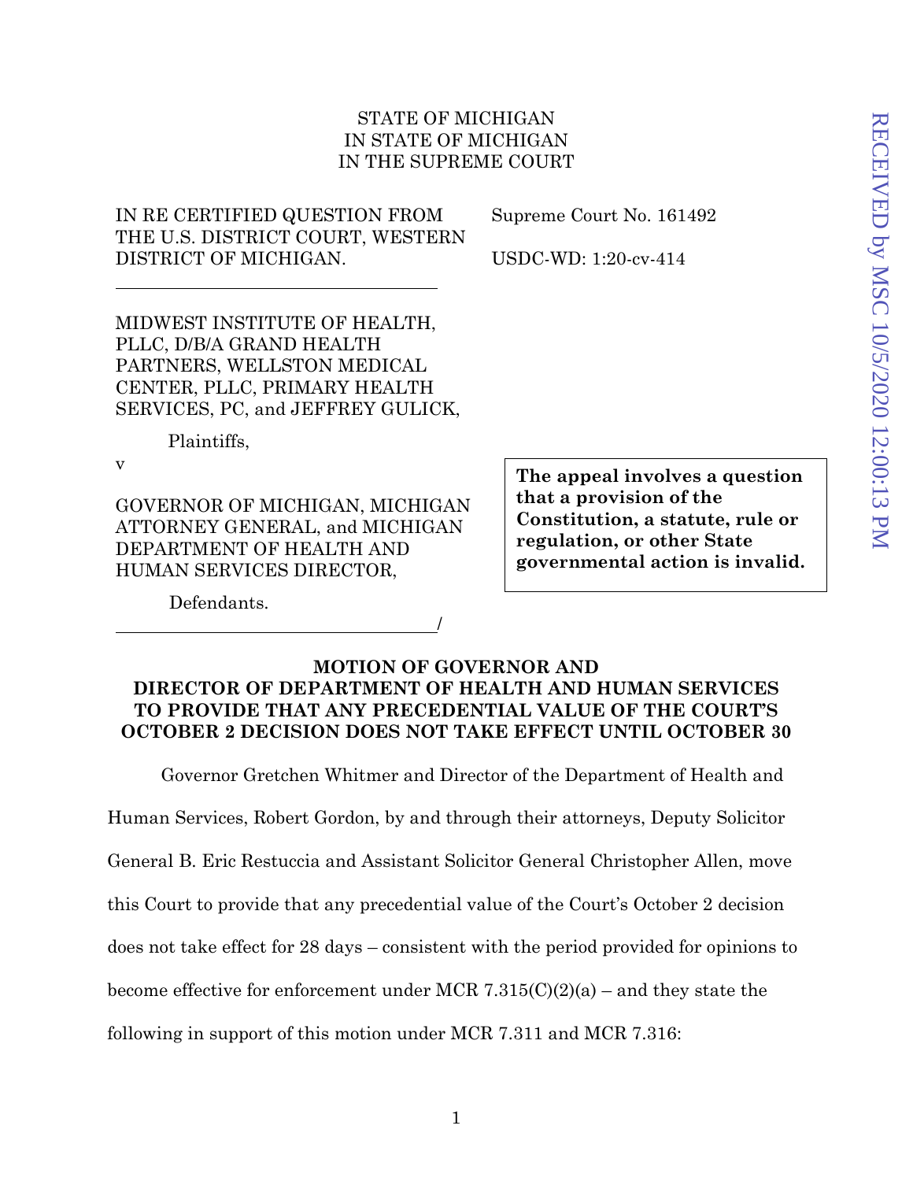STATE OF MICHIGAN
IN STATE OF MICHIGAN
IN THE SUPREME COURT

IN RE CERTIFIED QUESTION FROM THE U.S. DISTRICT COURT, WESTERN DISTRICT OF MICHIGAN.

Supreme Court No. 161492

USDC-WD: 1:20-cv-414

MIDWEST INSTITUTE OF HEALTH, PLLC, D/B/A GRAND HEALTH PARTNERS, WELLSTON MEDICAL CENTER, PLLC, PRIMARY HEALTH SERVICES, PC, and JEFFREY GULICK,

Plaintiffs,

v

GOVERNOR OF MICHIGAN, MICHIGAN ATTORNEY GENERAL, and MICHIGAN DEPARTMENT OF HEALTH AND HUMAN SERVICES DIRECTOR,

Defendants.

**The appeal involves a question that a provision of the Constitution, a statute, rule or regulation, or other State governmental action is invalid.**

RECEIVED by MSC 10/5/2020 12:00:13 PM

**MOTION OF GOVERNOR AND DIRECTOR OF DEPARTMENT OF HEALTH AND HUMAN SERVICES TO PROVIDE THAT ANY PRECEDENTIAL VALUE OF THE COURT'S OCTOBER 2 DECISION DOES NOT TAKE EFFECT UNTIL OCTOBER 30**

Governor Gretchen Whitmer and Director of the Department of Health and Human Services, Robert Gordon, by and through their attorneys, Deputy Solicitor General B. Eric Restuccia and Assistant Solicitor General Christopher Allen, move this Court to provide that any precedential value of the Court's October 2 decision does not take effect for 28 days – consistent with the period provided for opinions to become effective for enforcement under MCR 7.315(C)(2)(a) – and they state the following in support of this motion under MCR 7.311 and MCR 7.316: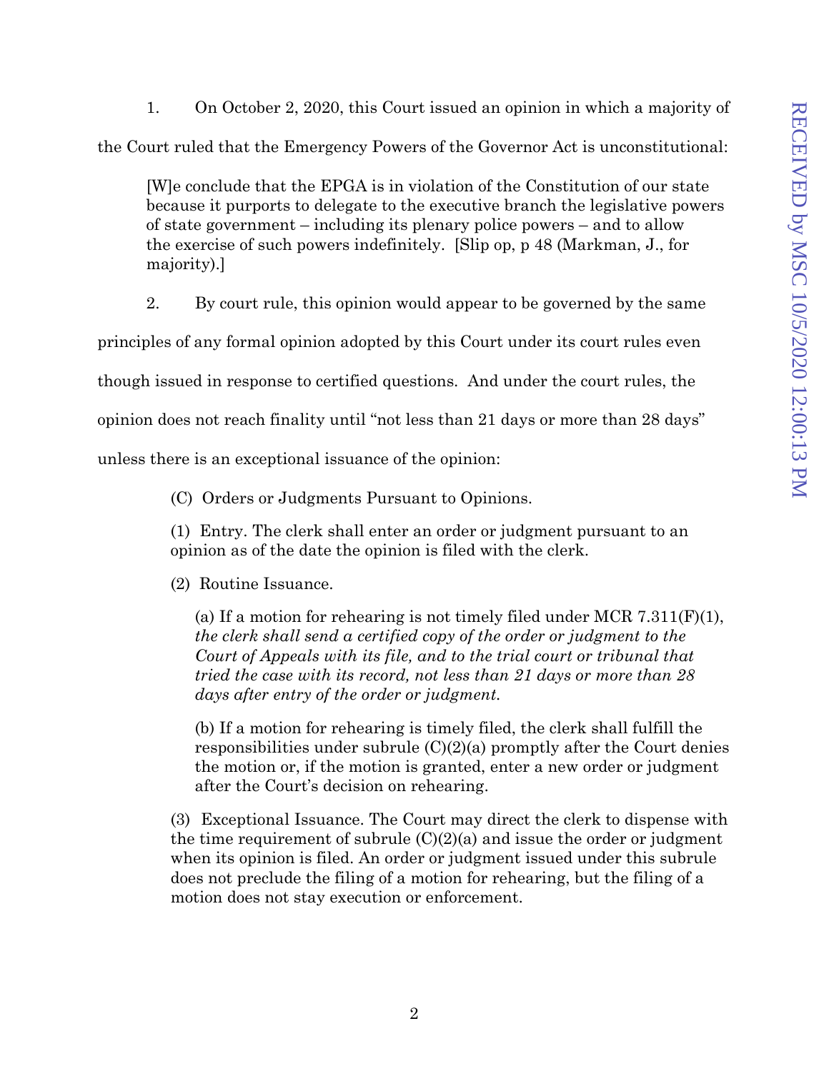1. On October 2, 2020, this Court issued an opinion in which a majority of the Court ruled that the Emergency Powers of the Governor Act is unconstitutional:

> [W]e conclude that the EPGA is in violation of the Constitution of our state because it purports to delegate to the executive branch the legislative powers of state government – including its plenary police powers – and to allow the exercise of such powers indefinitely. [Slip op, p 48 (Markman, J., for majority).]

2. By court rule, this opinion would appear to be governed by the same principles of any formal opinion adopted by this Court under its court rules even though issued in response to certified questions. And under the court rules, the opinion does not reach finality until "not less than 21 days or more than 28 days" unless there is an exceptional issuance of the opinion:

> (C) Orders or Judgments Pursuant to Opinions.
>
> (1) Entry. The clerk shall enter an order or judgment pursuant to an opinion as of the date the opinion is filed with the clerk.
>
> (2) Routine Issuance.
>
> (a) If a motion for rehearing is not timely filed under MCR 7.311(F)(1), *the clerk shall send a certified copy of the order or judgment to the Court of Appeals with its file, and to the trial court or tribunal that tried the case with its record, not less than 21 days or more than 28 days after entry of the order or judgment.*
>
> (b) If a motion for rehearing is timely filed, the clerk shall fulfill the responsibilities under subrule (C)(2)(a) promptly after the Court denies the motion or, if the motion is granted, enter a new order or judgment after the Court's decision on rehearing.
>
> (3) Exceptional Issuance. The Court may direct the clerk to dispense with the time requirement of subrule (C)(2)(a) and issue the order or judgment when its opinion is filed. An order or judgment issued under this subrule does not preclude the filing of a motion for rehearing, but the filing of a motion does not stay execution or enforcement.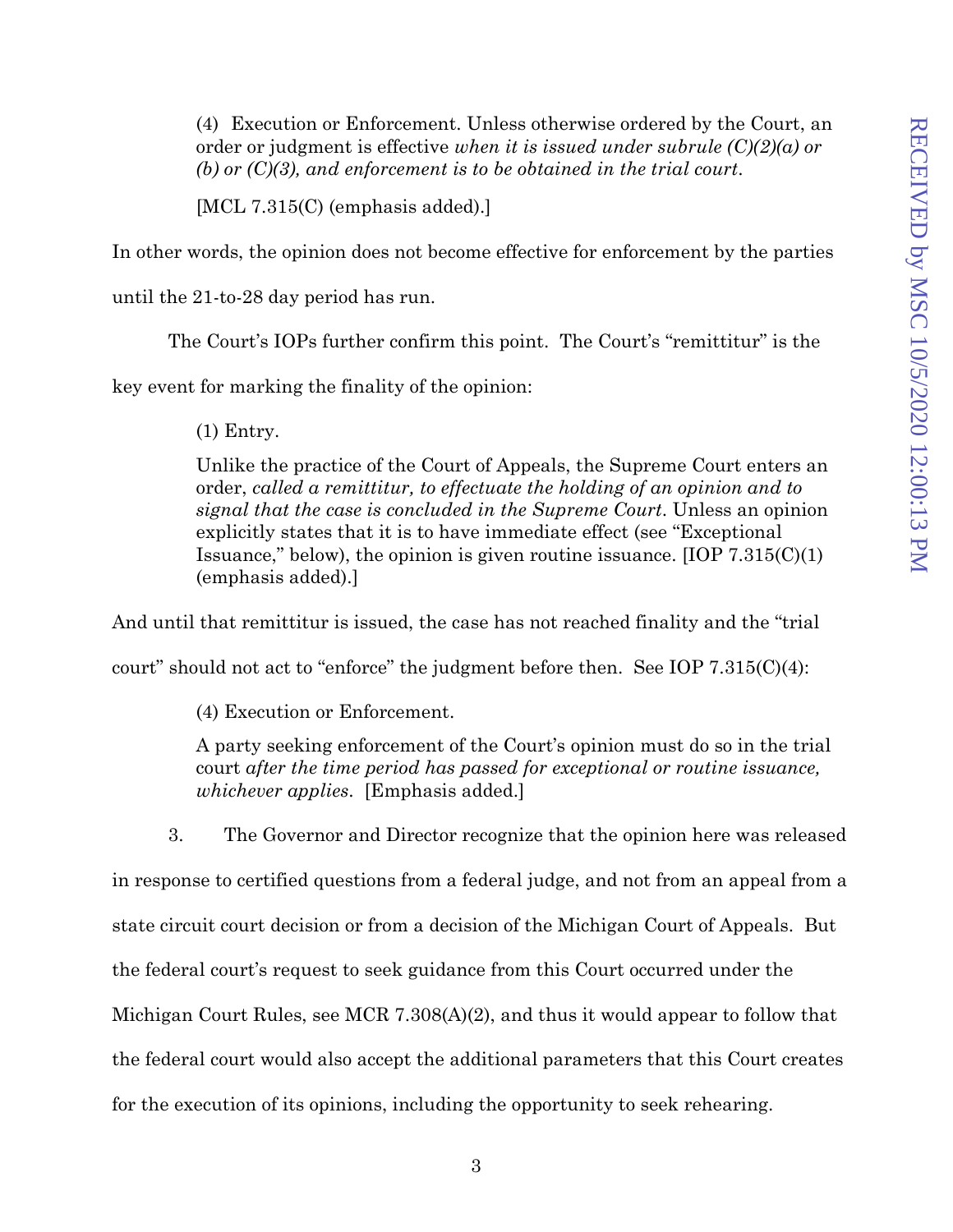> (4) Execution or Enforcement. Unless otherwise ordered by the Court, an order or judgment is effective *when it is issued under subrule (C)(2)(a) or (b) or (C)(3), and enforcement is to be obtained in the trial court*.
>
> [MCL 7.315(C) (emphasis added).]

In other words, the opinion does not become effective for enforcement by the parties until the 21-to-28 day period has run.

The Court's IOPs further confirm this point. The Court's "remittitur" is the key event for marking the finality of the opinion:

> (1) Entry.
>
> Unlike the practice of the Court of Appeals, the Supreme Court enters an order, *called a remittitur, to effectuate the holding of an opinion and to signal that the case is concluded in the Supreme Court*. Unless an opinion explicitly states that it is to have immediate effect (see "Exceptional Issuance," below), the opinion is given routine issuance. [IOP 7.315(C)(1) (emphasis added).]

And until that remittitur is issued, the case has not reached finality and the "trial court" should not act to "enforce" the judgment before then. See IOP 7.315(C)(4):

> (4) Execution or Enforcement.
>
> A party seeking enforcement of the Court's opinion must do so in the trial court *after the time period has passed for exceptional or routine issuance, whichever applies*. [Emphasis added.]

3. The Governor and Director recognize that the opinion here was released in response to certified questions from a federal judge, and not from an appeal from a state circuit court decision or from a decision of the Michigan Court of Appeals. But the federal court's request to seek guidance from this Court occurred under the Michigan Court Rules, see MCR 7.308(A)(2), and thus it would appear to follow that the federal court would also accept the additional parameters that this Court creates for the execution of its opinions, including the opportunity to seek rehearing.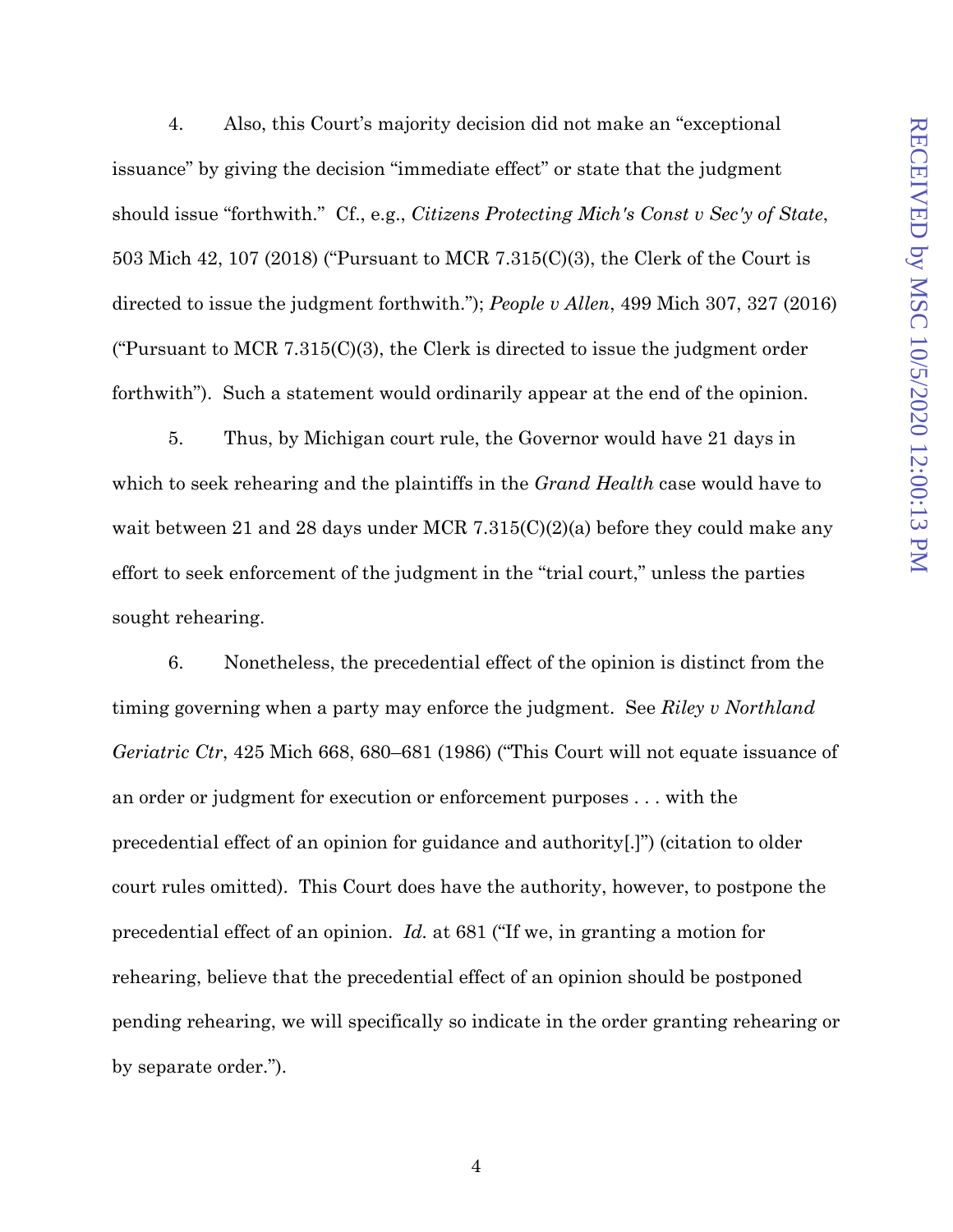4. Also, this Court's majority decision did not make an "exceptional issuance" by giving the decision "immediate effect" or state that the judgment should issue "forthwith." Cf., e.g., *Citizens Protecting Mich's Const v Sec'y of State*, 503 Mich 42, 107 (2018) ("Pursuant to MCR 7.315(C)(3), the Clerk of the Court is directed to issue the judgment forthwith."); *People v Allen*, 499 Mich 307, 327 (2016) ("Pursuant to MCR 7.315(C)(3), the Clerk is directed to issue the judgment order forthwith"). Such a statement would ordinarily appear at the end of the opinion.

5. Thus, by Michigan court rule, the Governor would have 21 days in which to seek rehearing and the plaintiffs in the *Grand Health* case would have to wait between 21 and 28 days under MCR 7.315(C)(2)(a) before they could make any effort to seek enforcement of the judgment in the "trial court," unless the parties sought rehearing.

6. Nonetheless, the precedential effect of the opinion is distinct from the timing governing when a party may enforce the judgment. See *Riley v Northland Geriatric Ctr*, 425 Mich 668, 680–681 (1986) ("This Court will not equate issuance of an order or judgment for execution or enforcement purposes . . . with the precedential effect of an opinion for guidance and authority[.]") (citation to older court rules omitted). This Court does have the authority, however, to postpone the precedential effect of an opinion. *Id.* at 681 ("If we, in granting a motion for rehearing, believe that the precedential effect of an opinion should be postponed pending rehearing, we will specifically so indicate in the order granting rehearing or by separate order.").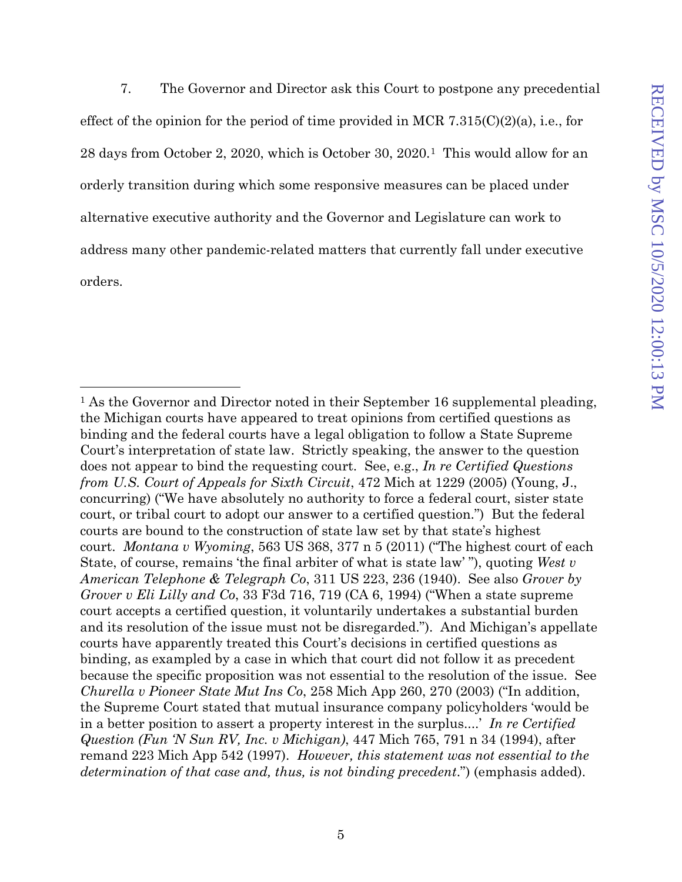7. The Governor and Director ask this Court to postpone any precedential effect of the opinion for the period of time provided in MCR 7.315(C)(2)(a), i.e., for 28 days from October 2, 2020, which is October 30, 2020.[1] This would allow for an orderly transition during which some responsive measures can be placed under alternative executive authority and the Governor and Legislature can work to address many other pandemic-related matters that currently fall under executive orders.

---

[1] As the Governor and Director noted in their September 16 supplemental pleading, the Michigan courts have appeared to treat opinions from certified questions as binding and the federal courts have a legal obligation to follow a State Supreme Court's interpretation of state law. Strictly speaking, the answer to the question does not appear to bind the requesting court. See, e.g., *In re Certified Questions from U.S. Court of Appeals for Sixth Circuit*, 472 Mich at 1229 (2005) (Young, J., concurring) ("We have absolutely no authority to force a federal court, sister state court, or tribal court to adopt our answer to a certified question.") But the federal courts are bound to the construction of state law set by that state's highest court. *Montana v Wyoming*, 563 US 368, 377 n 5 (2011) ("The highest court of each State, of course, remains 'the final arbiter of what is state law' "), quoting *West v American Telephone & Telegraph Co*, 311 US 223, 236 (1940). See also *Grover by Grover v Eli Lilly and Co*, 33 F3d 716, 719 (CA 6, 1994) ("When a state supreme court accepts a certified question, it voluntarily undertakes a substantial burden and its resolution of the issue must not be disregarded."). And Michigan's appellate courts have apparently treated this Court's decisions in certified questions as binding, as exampled by a case in which that court did not follow it as precedent because the specific proposition was not essential to the resolution of the issue. See *Churella v Pioneer State Mut Ins Co*, 258 Mich App 260, 270 (2003) ("In addition, the Supreme Court stated that mutual insurance company policyholders 'would be in a better position to assert a property interest in the surplus....' *In re Certified Question (Fun 'N Sun RV, Inc. v Michigan)*, 447 Mich 765, 791 n 34 (1994), after remand 223 Mich App 542 (1997). *However, this statement was not essential to the determination of that case and, thus, is not binding precedent*.") (emphasis added).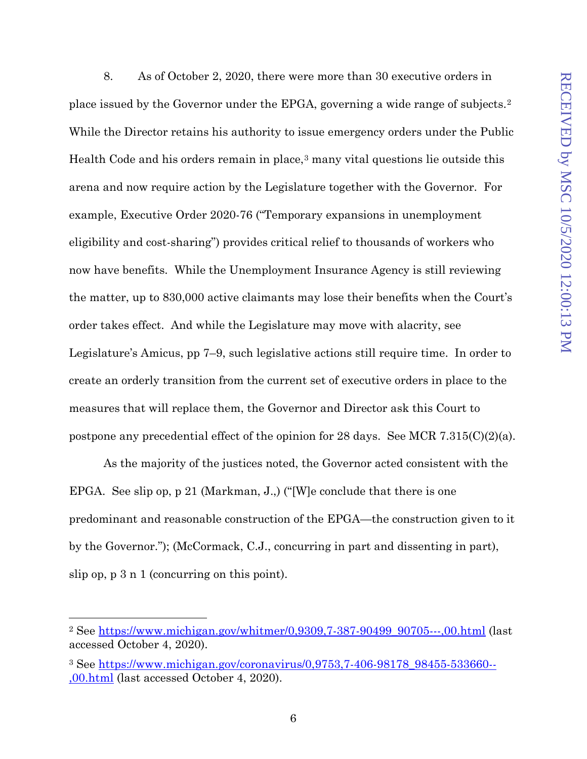8. As of October 2, 2020, there were more than 30 executive orders in place issued by the Governor under the EPGA, governing a wide range of subjects.[2] While the Director retains his authority to issue emergency orders under the Public Health Code and his orders remain in place,[3] many vital questions lie outside this arena and now require action by the Legislature together with the Governor. For example, Executive Order 2020-76 ("Temporary expansions in unemployment eligibility and cost-sharing") provides critical relief to thousands of workers who now have benefits. While the Unemployment Insurance Agency is still reviewing the matter, up to 830,000 active claimants may lose their benefits when the Court's order takes effect. And while the Legislature may move with alacrity, see Legislature's Amicus, pp 7–9, such legislative actions still require time. In order to create an orderly transition from the current set of executive orders in place to the measures that will replace them, the Governor and Director ask this Court to postpone any precedential effect of the opinion for 28 days. See MCR 7.315(C)(2)(a).

As the majority of the justices noted, the Governor acted consistent with the EPGA. See slip op, p 21 (Markman, J.,) ("[W]e conclude that there is one predominant and reasonable construction of the EPGA—the construction given to it by the Governor."); (McCormack, C.J., concurring in part and dissenting in part), slip op, p 3 n 1 (concurring on this point).

---

[2] See https://www.michigan.gov/whitmer/0,9309,7-387-90499_90705---,00.html (last accessed October 4, 2020).

[3] See https://www.michigan.gov/coronavirus/0,9753,7-406-98178_98455-533660--,00.html (last accessed October 4, 2020).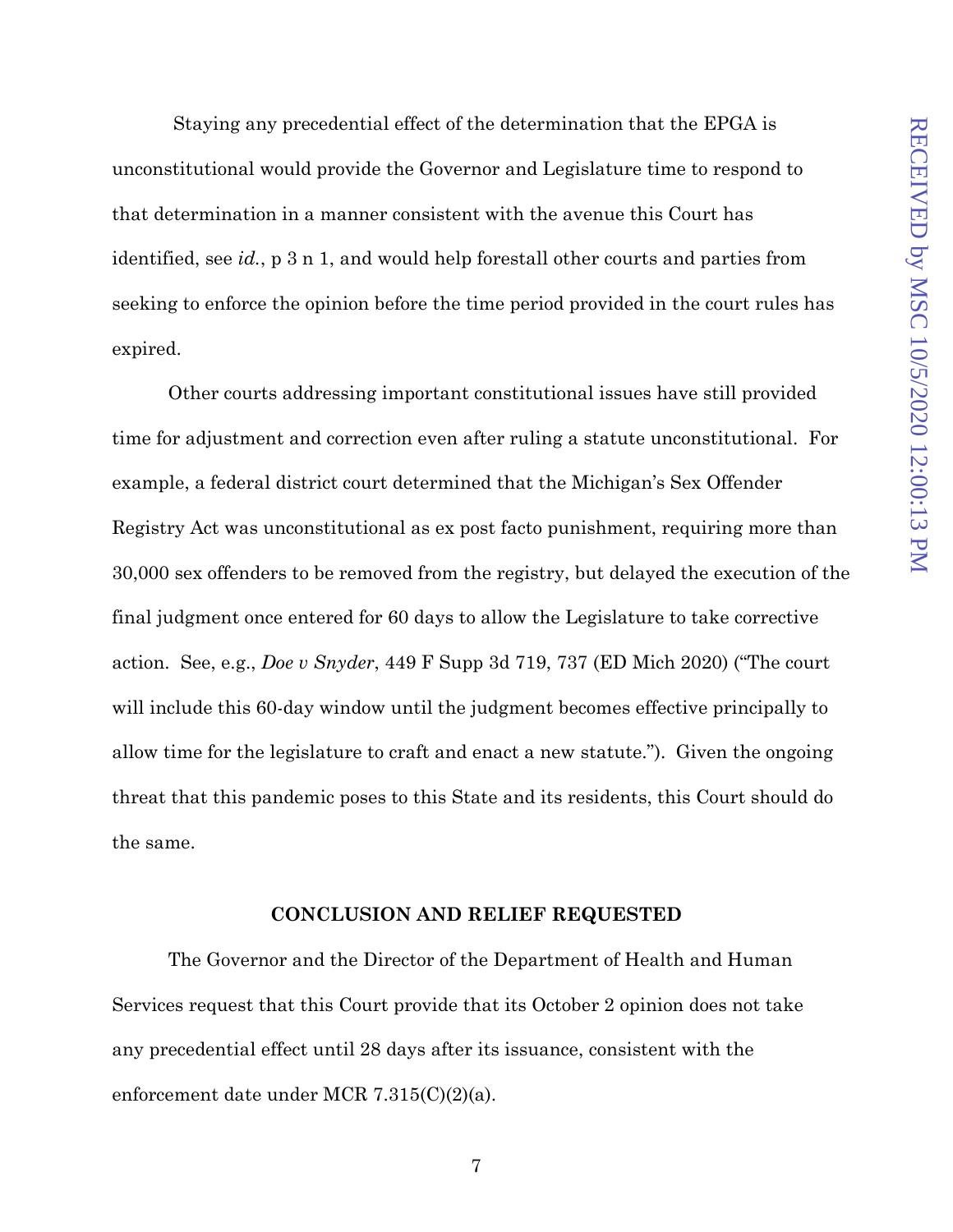Staying any precedential effect of the determination that the EPGA is unconstitutional would provide the Governor and Legislature time to respond to that determination in a manner consistent with the avenue this Court has identified, see *id.*, p 3 n 1, and would help forestall other courts and parties from seeking to enforce the opinion before the time period provided in the court rules has expired.

Other courts addressing important constitutional issues have still provided time for adjustment and correction even after ruling a statute unconstitutional. For example, a federal district court determined that the Michigan's Sex Offender Registry Act was unconstitutional as ex post facto punishment, requiring more than 30,000 sex offenders to be removed from the registry, but delayed the execution of the final judgment once entered for 60 days to allow the Legislature to take corrective action. See, e.g., *Doe v Snyder*, 449 F Supp 3d 719, 737 (ED Mich 2020) ("The court will include this 60-day window until the judgment becomes effective principally to allow time for the legislature to craft and enact a new statute."). Given the ongoing threat that this pandemic poses to this State and its residents, this Court should do the same.

**CONCLUSION AND RELIEF REQUESTED**

The Governor and the Director of the Department of Health and Human Services request that this Court provide that its October 2 opinion does not take any precedential effect until 28 days after its issuance, consistent with the enforcement date under MCR 7.315(C)(2)(a).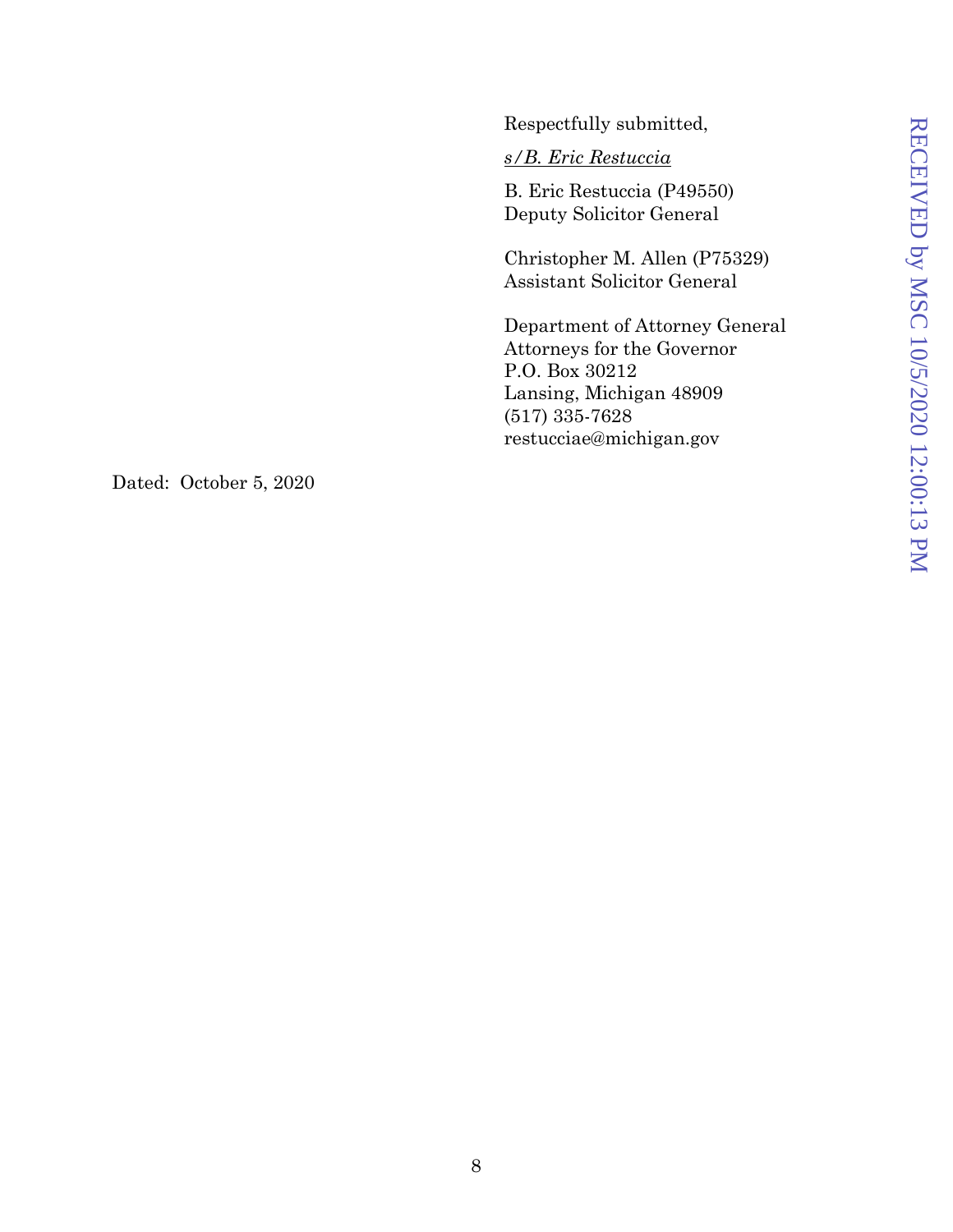Respectfully submitted,

*s/B. Eric Restuccia*

B. Eric Restuccia (P49550)
Deputy Solicitor General

Christopher M. Allen (P75329)
Assistant Solicitor General

Department of Attorney General
Attorneys for the Governor
P.O. Box 30212
Lansing, Michigan 48909
(517) 335-7628
restucciae@michigan.gov

Dated: October 5, 2020

RECEIVED by MSC 10/5/2020 12:00:13 PM